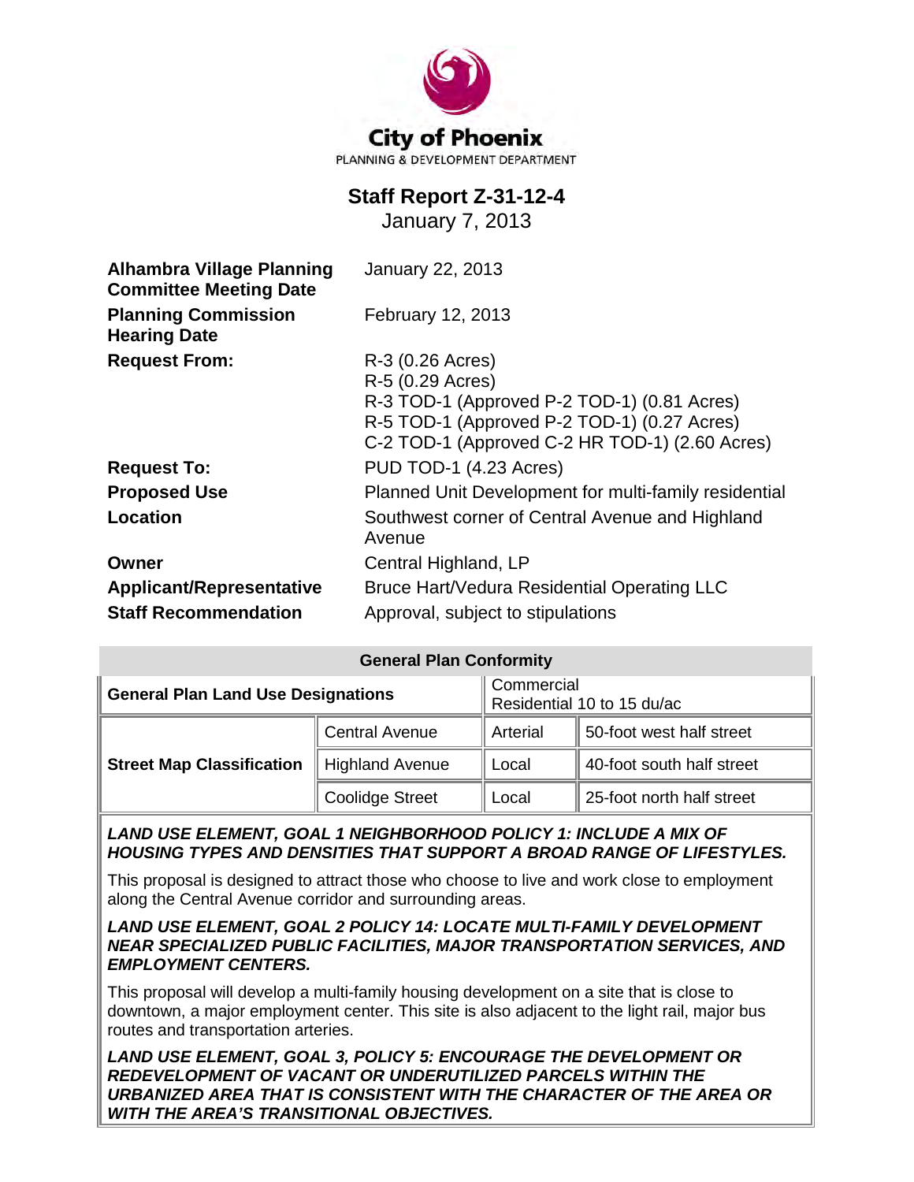City of Phoenix

PLANNING & DEVELOPMENT DEPARTMENT

# Staff Report Z-31-12-4

January 7, 2013

| | |
|---|---|
| **Alhambra Village Planning Committee Meeting Date** | January 22, 2013 |
| **Planning Commission Hearing Date** | February 12, 2013 |
| **Request From:** | R-3 (0.26 Acres)<br>R-5 (0.29 Acres)<br>R-3 TOD-1 (Approved P-2 TOD-1) (0.81 Acres)<br>R-5 TOD-1 (Approved P-2 TOD-1) (0.27 Acres)<br>C-2 TOD-1 (Approved C-2 HR TOD-1) (2.60 Acres) |
| **Request To:** | PUD TOD-1 (4.23 Acres) |
| **Proposed Use** | Planned Unit Development for multi-family residential |
| **Location** | Southwest corner of Central Avenue and Highland Avenue |
| **Owner** | Central Highland, LP |
| **Applicant/Representative** | Bruce Hart/Vedura Residential Operating LLC |
| **Staff Recommendation** | Approval, subject to stipulations |

| General Plan Conformity | | | |
|---|---|---|---|
| **General Plan Land Use Designations** | | Commercial<br>Residential 10 to 15 du/ac | |
| **Street Map Classification** | Central Avenue | Arterial | 50-foot west half street |
| | Highland Avenue | Local | 40-foot south half street |
| | Coolidge Street | Local | 25-foot north half street |

***LAND USE ELEMENT, GOAL 1 NEIGHBORHOOD POLICY 1: INCLUDE A MIX OF HOUSING TYPES AND DENSITIES THAT SUPPORT A BROAD RANGE OF LIFESTYLES.***

This proposal is designed to attract those who choose to live and work close to employment along the Central Avenue corridor and surrounding areas.

***LAND USE ELEMENT, GOAL 2 POLICY 14: LOCATE MULTI-FAMILY DEVELOPMENT NEAR SPECIALIZED PUBLIC FACILITIES, MAJOR TRANSPORTATION SERVICES, AND EMPLOYMENT CENTERS.***

This proposal will develop a multi-family housing development on a site that is close to downtown, a major employment center. This site is also adjacent to the light rail, major bus routes and transportation arteries.

***LAND USE ELEMENT, GOAL 3, POLICY 5: ENCOURAGE THE DEVELOPMENT OR REDEVELOPMENT OF VACANT OR UNDERUTILIZED PARCELS WITHIN THE URBANIZED AREA THAT IS CONSISTENT WITH THE CHARACTER OF THE AREA OR WITH THE AREA'S TRANSITIONAL OBJECTIVES.***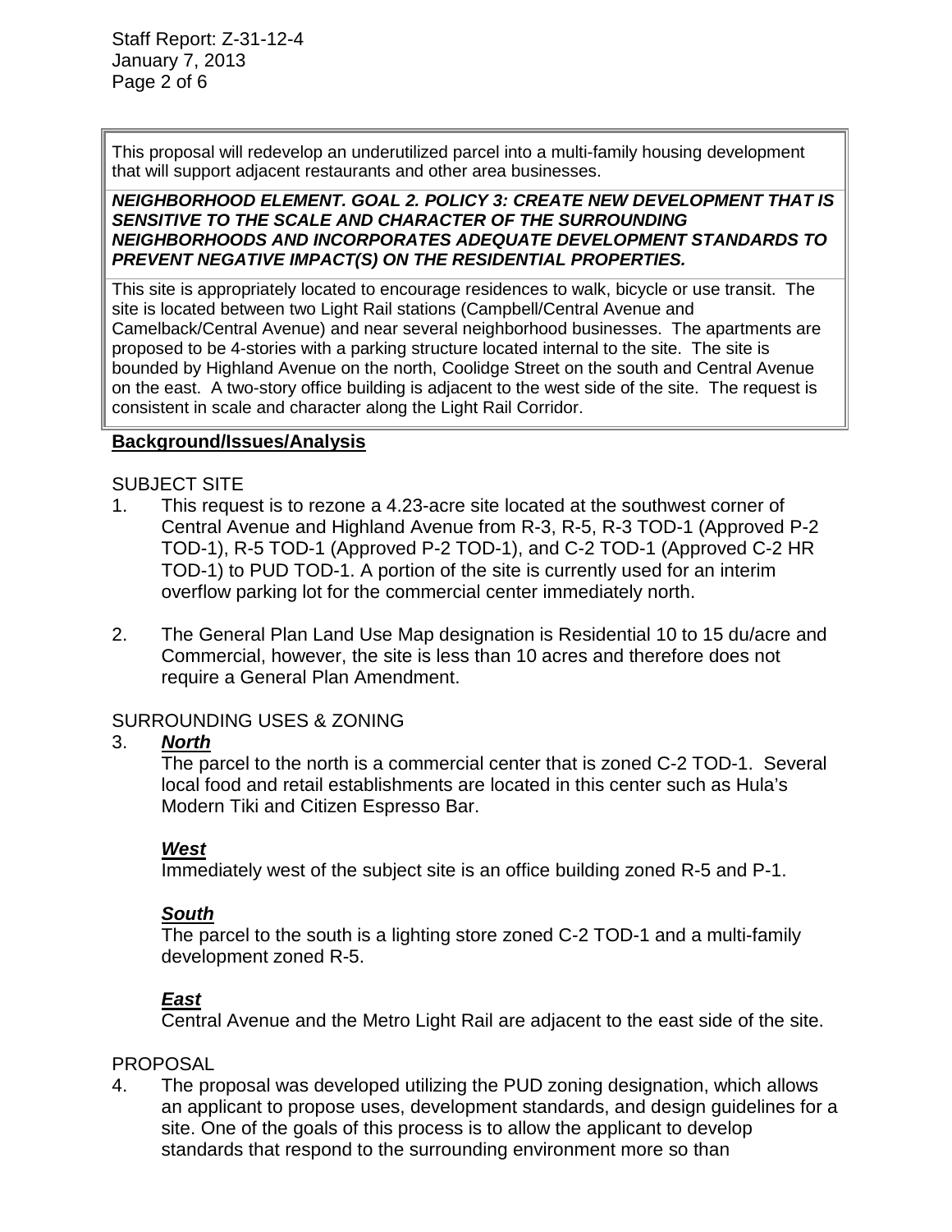This proposal will redevelop an underutilized parcel into a multi-family housing development that will support adjacent restaurants and other area businesses.

***NEIGHBORHOOD ELEMENT. GOAL 2. POLICY 3: CREATE NEW DEVELOPMENT THAT IS SENSITIVE TO THE SCALE AND CHARACTER OF THE SURROUNDING NEIGHBORHOODS AND INCORPORATES ADEQUATE DEVELOPMENT STANDARDS TO PREVENT NEGATIVE IMPACT(S) ON THE RESIDENTIAL PROPERTIES.***

This site is appropriately located to encourage residences to walk, bicycle or use transit. The site is located between two Light Rail stations (Campbell/Central Avenue and Camelback/Central Avenue) and near several neighborhood businesses. The apartments are proposed to be 4-stories with a parking structure located internal to the site. The site is bounded by Highland Avenue on the north, Coolidge Street on the south and Central Avenue on the east. A two-story office building is adjacent to the west side of the site. The request is consistent in scale and character along the Light Rail Corridor.

## **Background/Issues/Analysis**

SUBJECT SITE

1. This request is to rezone a 4.23-acre site located at the southwest corner of Central Avenue and Highland Avenue from R-3, R-5, R-3 TOD-1 (Approved P-2 TOD-1), R-5 TOD-1 (Approved P-2 TOD-1), and C-2 TOD-1 (Approved C-2 HR TOD-1) to PUD TOD-1. A portion of the site is currently used for an interim overflow parking lot for the commercial center immediately north.

2. The General Plan Land Use Map designation is Residential 10 to 15 du/acre and Commercial, however, the site is less than 10 acres and therefore does not require a General Plan Amendment.

SURROUNDING USES & ZONING

3. ***North***
   The parcel to the north is a commercial center that is zoned C-2 TOD-1. Several local food and retail establishments are located in this center such as Hula's Modern Tiki and Citizen Espresso Bar.

   ***West***
   Immediately west of the subject site is an office building zoned R-5 and P-1.

   ***South***
   The parcel to the south is a lighting store zoned C-2 TOD-1 and a multi-family development zoned R-5.

   ***East***
   Central Avenue and the Metro Light Rail are adjacent to the east side of the site.

PROPOSAL

4. The proposal was developed utilizing the PUD zoning designation, which allows an applicant to propose uses, development standards, and design guidelines for a site. One of the goals of this process is to allow the applicant to develop standards that respond to the surrounding environment more so than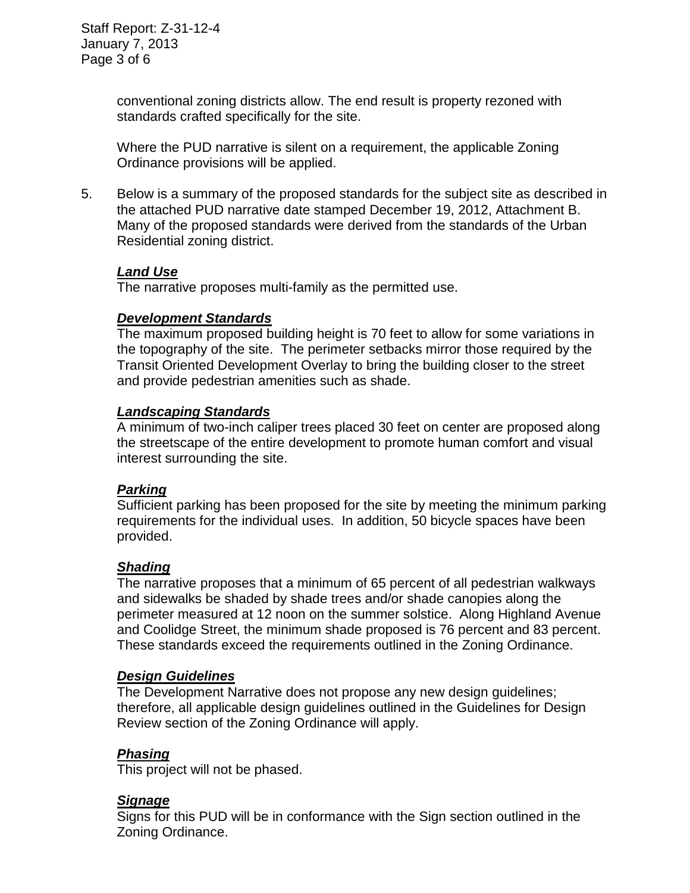conventional zoning districts allow. The end result is property rezoned with standards crafted specifically for the site.

Where the PUD narrative is silent on a requirement, the applicable Zoning Ordinance provisions will be applied.

5. Below is a summary of the proposed standards for the subject site as described in the attached PUD narrative date stamped December 19, 2012, Attachment B. Many of the proposed standards were derived from the standards of the Urban Residential zoning district.

***Land Use***

The narrative proposes multi-family as the permitted use.

***Development Standards***

The maximum proposed building height is 70 feet to allow for some variations in the topography of the site. The perimeter setbacks mirror those required by the Transit Oriented Development Overlay to bring the building closer to the street and provide pedestrian amenities such as shade.

***Landscaping Standards***

A minimum of two-inch caliper trees placed 30 feet on center are proposed along the streetscape of the entire development to promote human comfort and visual interest surrounding the site.

***Parking***

Sufficient parking has been proposed for the site by meeting the minimum parking requirements for the individual uses. In addition, 50 bicycle spaces have been provided.

***Shading***

The narrative proposes that a minimum of 65 percent of all pedestrian walkways and sidewalks be shaded by shade trees and/or shade canopies along the perimeter measured at 12 noon on the summer solstice. Along Highland Avenue and Coolidge Street, the minimum shade proposed is 76 percent and 83 percent. These standards exceed the requirements outlined in the Zoning Ordinance.

***Design Guidelines***

The Development Narrative does not propose any new design guidelines; therefore, all applicable design guidelines outlined in the Guidelines for Design Review section of the Zoning Ordinance will apply.

***Phasing***

This project will not be phased.

***Signage***

Signs for this PUD will be in conformance with the Sign section outlined in the Zoning Ordinance.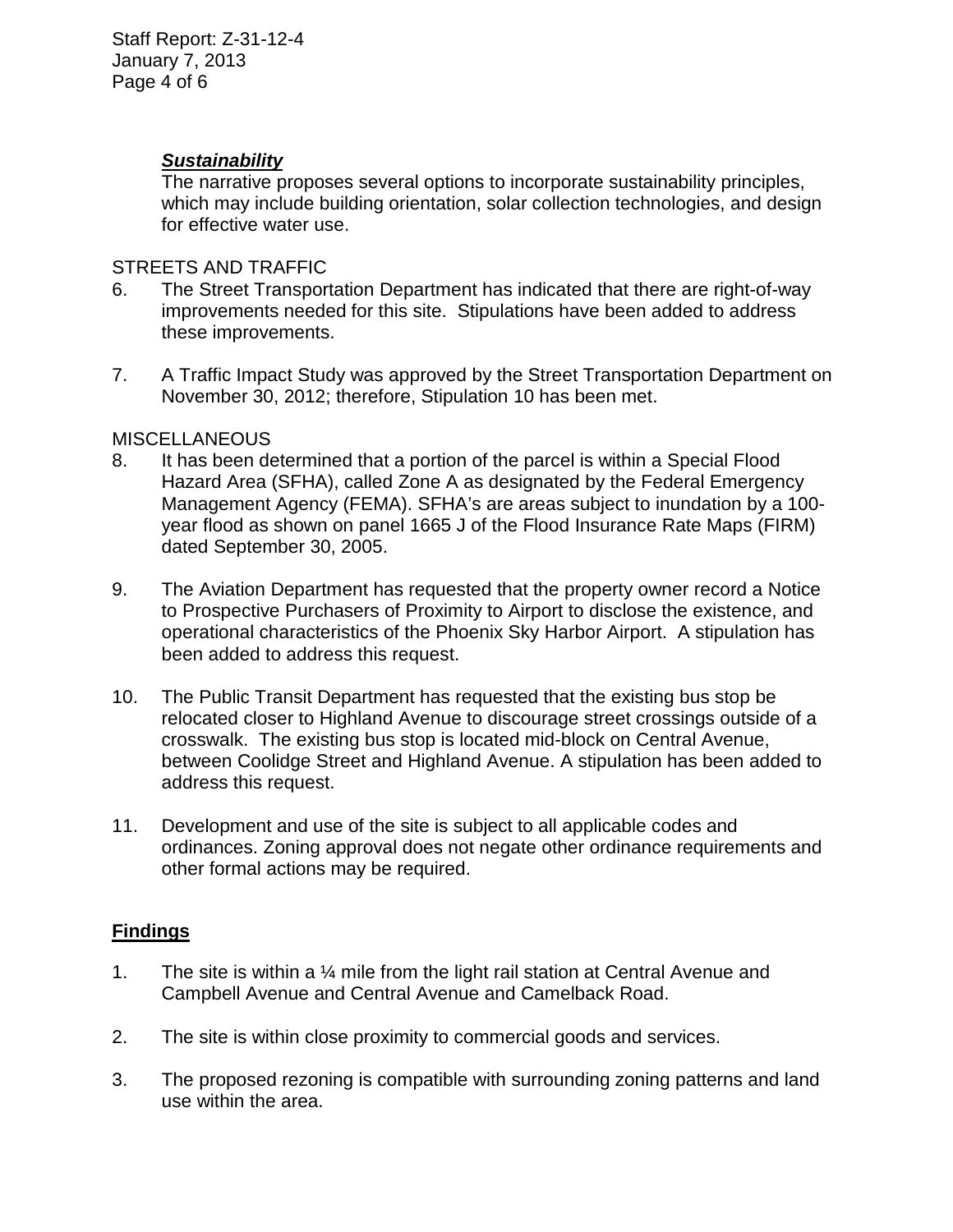***Sustainability***

The narrative proposes several options to incorporate sustainability principles, which may include building orientation, solar collection technologies, and design for effective water use.

STREETS AND TRAFFIC

6. The Street Transportation Department has indicated that there are right-of-way improvements needed for this site. Stipulations have been added to address these improvements.

7. A Traffic Impact Study was approved by the Street Transportation Department on November 30, 2012; therefore, Stipulation 10 has been met.

MISCELLANEOUS

8. It has been determined that a portion of the parcel is within a Special Flood Hazard Area (SFHA), called Zone A as designated by the Federal Emergency Management Agency (FEMA). SFHA's are areas subject to inundation by a 100-year flood as shown on panel 1665 J of the Flood Insurance Rate Maps (FIRM) dated September 30, 2005.

9. The Aviation Department has requested that the property owner record a Notice to Prospective Purchasers of Proximity to Airport to disclose the existence, and operational characteristics of the Phoenix Sky Harbor Airport. A stipulation has been added to address this request.

10. The Public Transit Department has requested that the existing bus stop be relocated closer to Highland Avenue to discourage street crossings outside of a crosswalk. The existing bus stop is located mid-block on Central Avenue, between Coolidge Street and Highland Avenue. A stipulation has been added to address this request.

11. Development and use of the site is subject to all applicable codes and ordinances. Zoning approval does not negate other ordinance requirements and other formal actions may be required.

## Findings

1. The site is within a ¼ mile from the light rail station at Central Avenue and Campbell Avenue and Central Avenue and Camelback Road.

2. The site is within close proximity to commercial goods and services.

3. The proposed rezoning is compatible with surrounding zoning patterns and land use within the area.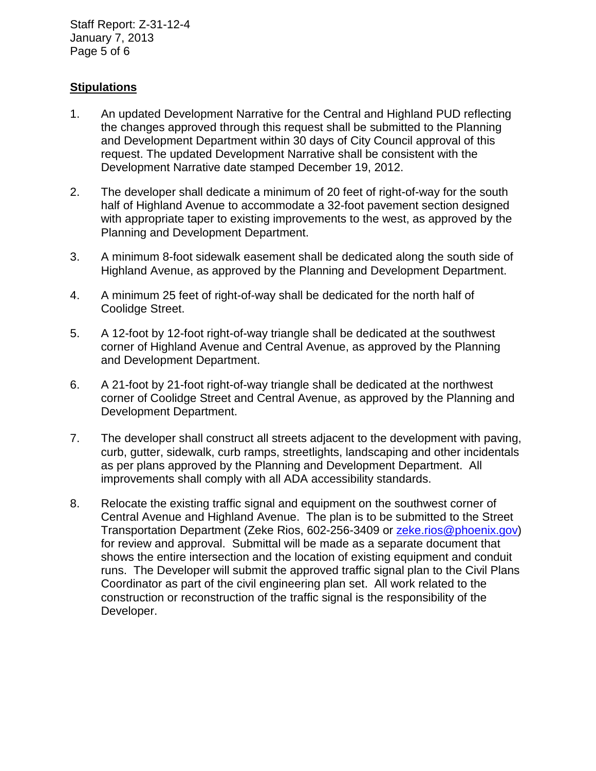## Stipulations

1. An updated Development Narrative for the Central and Highland PUD reflecting the changes approved through this request shall be submitted to the Planning and Development Department within 30 days of City Council approval of this request. The updated Development Narrative shall be consistent with the Development Narrative date stamped December 19, 2012.

2. The developer shall dedicate a minimum of 20 feet of right-of-way for the south half of Highland Avenue to accommodate a 32-foot pavement section designed with appropriate taper to existing improvements to the west, as approved by the Planning and Development Department.

3. A minimum 8-foot sidewalk easement shall be dedicated along the south side of Highland Avenue, as approved by the Planning and Development Department.

4. A minimum 25 feet of right-of-way shall be dedicated for the north half of Coolidge Street.

5. A 12-foot by 12-foot right-of-way triangle shall be dedicated at the southwest corner of Highland Avenue and Central Avenue, as approved by the Planning and Development Department.

6. A 21-foot by 21-foot right-of-way triangle shall be dedicated at the northwest corner of Coolidge Street and Central Avenue, as approved by the Planning and Development Department.

7. The developer shall construct all streets adjacent to the development with paving, curb, gutter, sidewalk, curb ramps, streetlights, landscaping and other incidentals as per plans approved by the Planning and Development Department. All improvements shall comply with all ADA accessibility standards.

8. Relocate the existing traffic signal and equipment on the southwest corner of Central Avenue and Highland Avenue. The plan is to be submitted to the Street Transportation Department (Zeke Rios, 602-256-3409 or zeke.rios@phoenix.gov) for review and approval. Submittal will be made as a separate document that shows the entire intersection and the location of existing equipment and conduit runs. The Developer will submit the approved traffic signal plan to the Civil Plans Coordinator as part of the civil engineering plan set. All work related to the construction or reconstruction of the traffic signal is the responsibility of the Developer.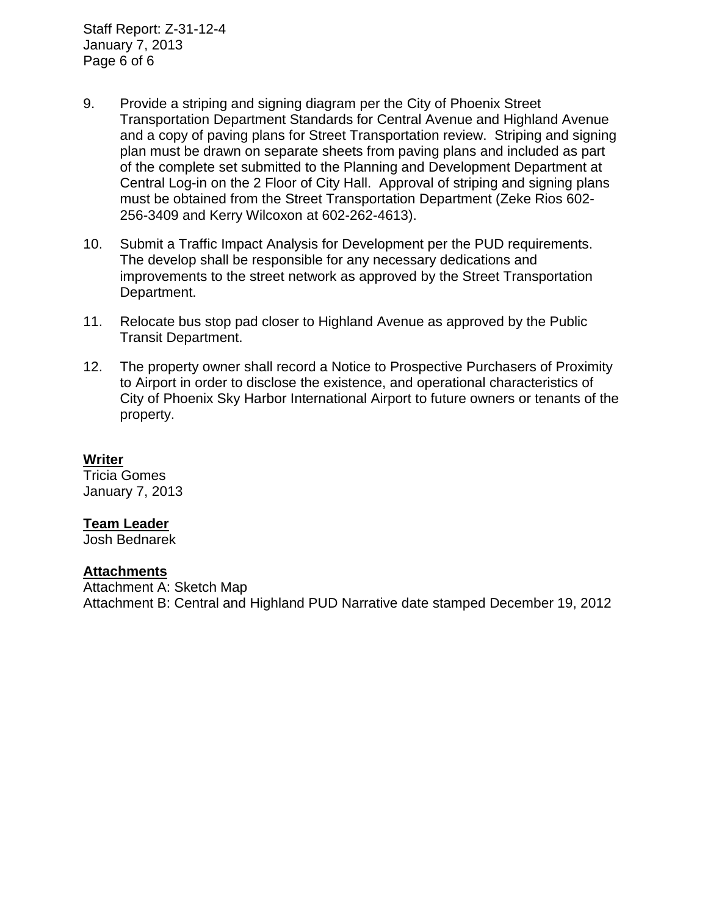9. Provide a striping and signing diagram per the City of Phoenix Street Transportation Department Standards for Central Avenue and Highland Avenue and a copy of paving plans for Street Transportation review. Striping and signing plan must be drawn on separate sheets from paving plans and included as part of the complete set submitted to the Planning and Development Department at Central Log-in on the 2 Floor of City Hall. Approval of striping and signing plans must be obtained from the Street Transportation Department (Zeke Rios 602-256-3409 and Kerry Wilcoxon at 602-262-4613).

10. Submit a Traffic Impact Analysis for Development per the PUD requirements. The develop shall be responsible for any necessary dedications and improvements to the street network as approved by the Street Transportation Department.

11. Relocate bus stop pad closer to Highland Avenue as approved by the Public Transit Department.

12. The property owner shall record a Notice to Prospective Purchasers of Proximity to Airport in order to disclose the existence, and operational characteristics of City of Phoenix Sky Harbor International Airport to future owners or tenants of the property.

**Writer**
Tricia Gomes
January 7, 2013

**Team Leader**
Josh Bednarek

**Attachments**
Attachment A: Sketch Map
Attachment B: Central and Highland PUD Narrative date stamped December 19, 2012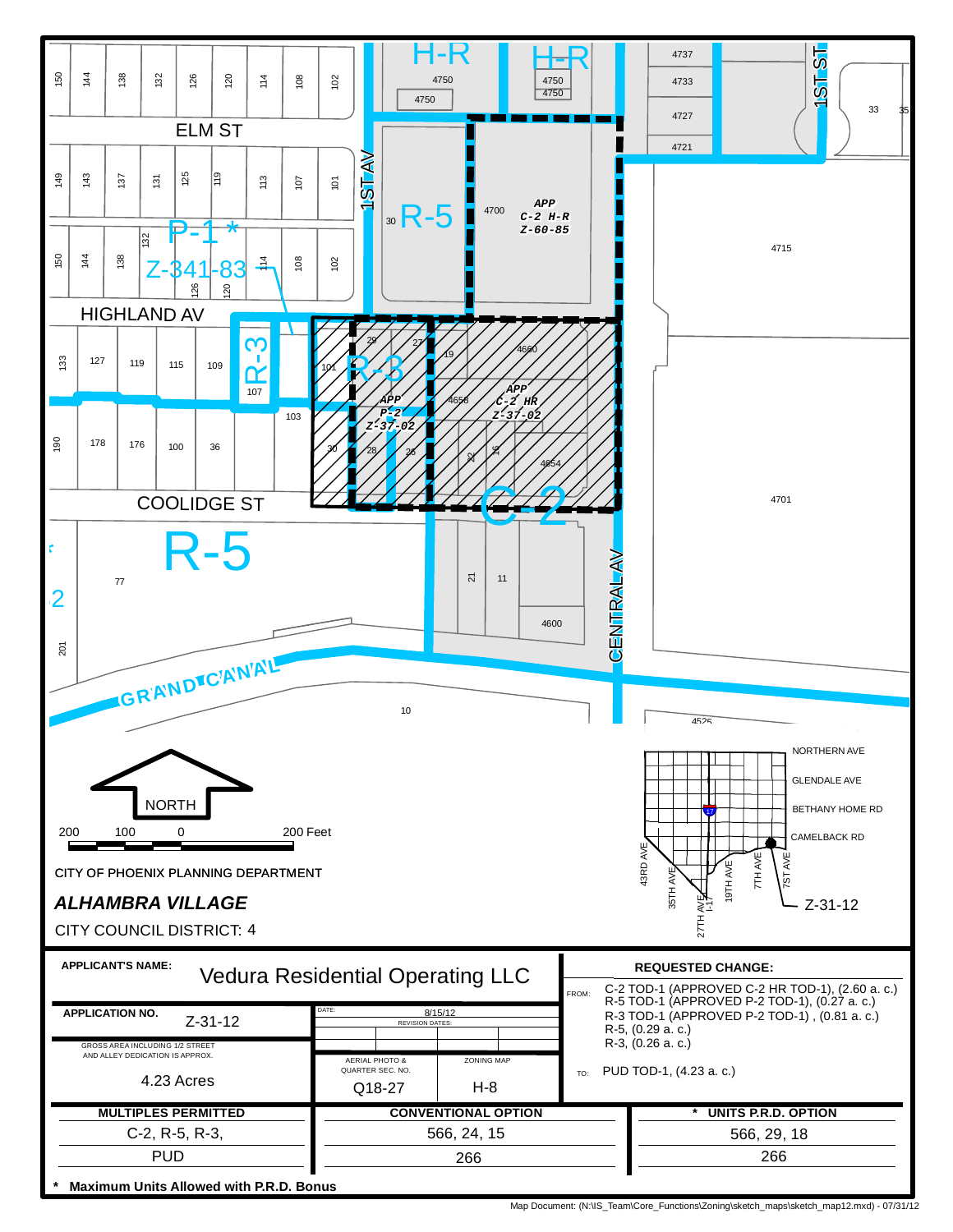ELM ST

HIGHLAND AV

COOLIDGE ST

1ST AV

CENTRAL AV

1ST ST

GRAND CANAL

H-R

R-5

P-1 *
Z-341-83

R-3

APP
C-2 H-R
Z-60-85

APP
P-2
Z-37-02

APP
C-2 HR
Z-37-02

C-2

NORTH

200 100 0 200 Feet

CITY OF PHOENIX PLANNING DEPARTMENT

***ALHAMBRA VILLAGE***

CITY COUNCIL DISTRICT: 4

NORTHERN AVE
GLENDALE AVE
BETHANY HOME RD
CAMELBACK RD
43RD AVE
35TH AVE
27TH AVE
I-17
19TH AVE
7TH AVE
7ST AVE

Z-31-12

| | | | |
|---|---|---|---|
| **APPLICANT'S NAME:** Vedura Residential Operating LLC | | | **REQUESTED CHANGE:** |
| **APPLICATION NO.** Z-31-12 | DATE: 8/15/12 REVISION DATES: | | FROM: C-2 TOD-1 (APPROVED C-2 HR TOD-1), (2.60 a. c.) R-5 TOD-1 (APPROVED P-2 TOD-1), (0.27 a. c.) R-3 TOD-1 (APPROVED P-2 TOD-1) , (0.81 a. c.) R-5, (0.29 a. c.) R-3, (0.26 a. c.) |
| GROSS AREA INCLUDING 1/2 STREET AND ALLEY DEDICATION IS APPROX. 4.23 Acres | AERIAL PHOTO & QUARTER SEC. NO. Q18-27 | ZONING MAP H-8 | TO: PUD TOD-1, (4.23 a. c.) |

| MULTIPLES PERMITTED | CONVENTIONAL OPTION | * UNITS P.R.D. OPTION |
|---|---|---|
| C-2, R-5, R-3, | 566, 24, 15 | 566, 29, 18 |
| PUD | 266 | 266 |

**\* Maximum Units Allowed with P.R.D. Bonus**

Map Document: (N:\IS_Team\Core_Functions\Zoning\sketch_maps\sketch_map12.mxd) - 07/31/12